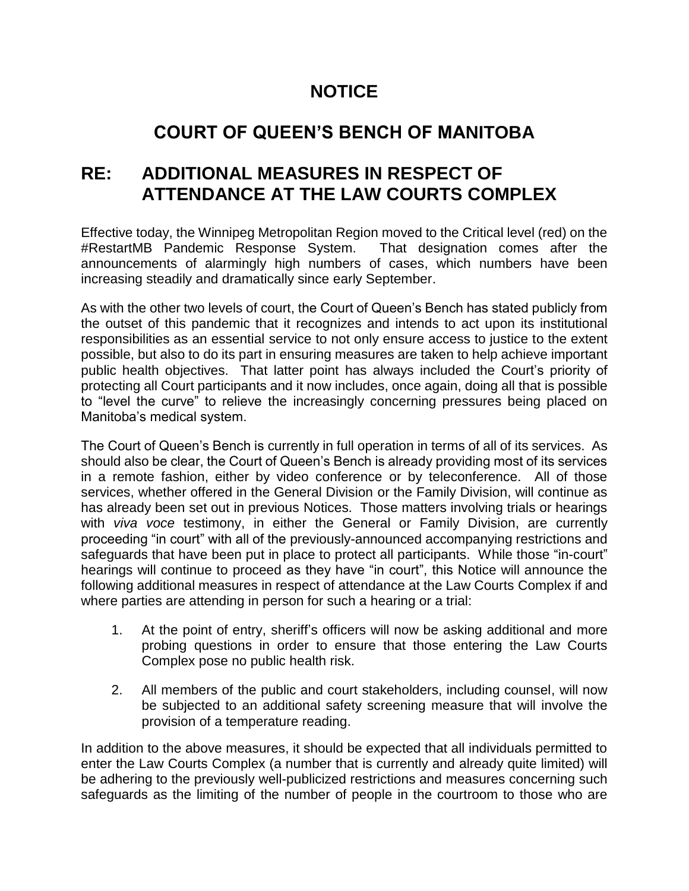# NOTICE

# COURT OF QUEEN'S BENCH OF MANITOBA

## RE: ADDITIONAL MEASURES IN RESPECT OF ATTENDANCE AT THE LAW COURTS COMPLEX

Effective today, the Winnipeg Metropolitan Region moved to the Critical level (red) on the #RestartMB Pandemic Response System. That designation comes after the announcements of alarmingly high numbers of cases, which numbers have been increasing steadily and dramatically since early September.

As with the other two levels of court, the Court of Queen's Bench has stated publicly from the outset of this pandemic that it recognizes and intends to act upon its institutional responsibilities as an essential service to not only ensure access to justice to the extent possible, but also to do its part in ensuring measures are taken to help achieve important public health objectives. That latter point has always included the Court's priority of protecting all Court participants and it now includes, once again, doing all that is possible to "level the curve" to relieve the increasingly concerning pressures being placed on Manitoba's medical system.

The Court of Queen's Bench is currently in full operation in terms of all of its services. As should also be clear, the Court of Queen's Bench is already providing most of its services in a remote fashion, either by video conference or by teleconference. All of those services, whether offered in the General Division or the Family Division, will continue as has already been set out in previous Notices. Those matters involving trials or hearings with *viva voce* testimony, in either the General or Family Division, are currently proceeding "in court" with all of the previously-announced accompanying restrictions and safeguards that have been put in place to protect all participants. While those "in-court" hearings will continue to proceed as they have "in court", this Notice will announce the following additional measures in respect of attendance at the Law Courts Complex if and where parties are attending in person for such a hearing or a trial:

1. At the point of entry, sheriff's officers will now be asking additional and more probing questions in order to ensure that those entering the Law Courts Complex pose no public health risk.

2. All members of the public and court stakeholders, including counsel, will now be subjected to an additional safety screening measure that will involve the provision of a temperature reading.

In addition to the above measures, it should be expected that all individuals permitted to enter the Law Courts Complex (a number that is currently and already quite limited) will be adhering to the previously well-publicized restrictions and measures concerning such safeguards as the limiting of the number of people in the courtroom to those who are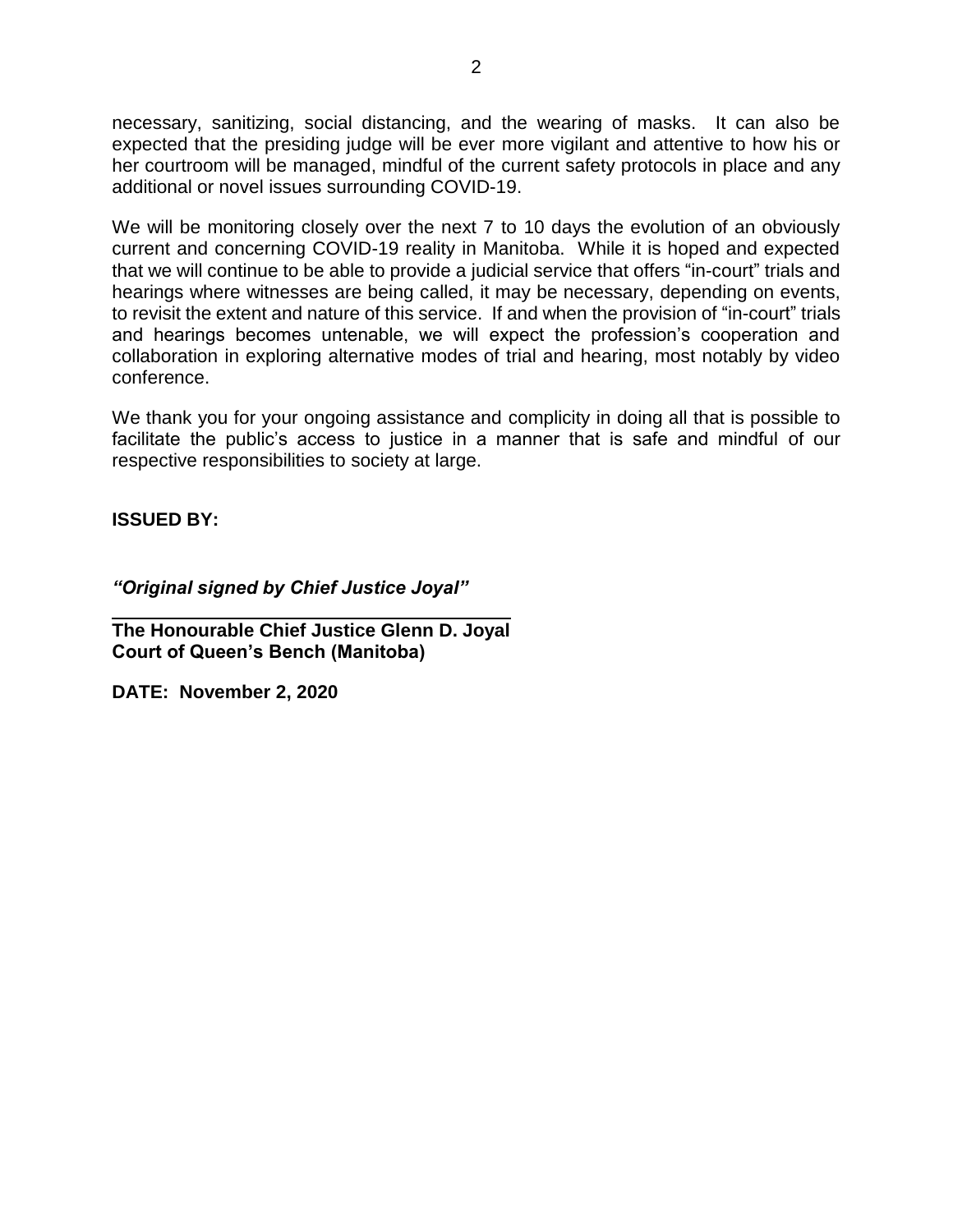necessary, sanitizing, social distancing, and the wearing of masks. It can also be expected that the presiding judge will be ever more vigilant and attentive to how his or her courtroom will be managed, mindful of the current safety protocols in place and any additional or novel issues surrounding COVID-19.

We will be monitoring closely over the next 7 to 10 days the evolution of an obviously current and concerning COVID-19 reality in Manitoba. While it is hoped and expected that we will continue to be able to provide a judicial service that offers "in-court" trials and hearings where witnesses are being called, it may be necessary, depending on events, to revisit the extent and nature of this service. If and when the provision of "in-court" trials and hearings becomes untenable, we will expect the profession's cooperation and collaboration in exploring alternative modes of trial and hearing, most notably by video conference.

We thank you for your ongoing assistance and complicity in doing all that is possible to facilitate the public's access to justice in a manner that is safe and mindful of our respective responsibilities to society at large.

**ISSUED BY:**

***"Original signed by Chief Justice Joyal"***

**The Honourable Chief Justice Glenn D. Joyal**
**Court of Queen's Bench (Manitoba)**

**DATE: November 2, 2020**